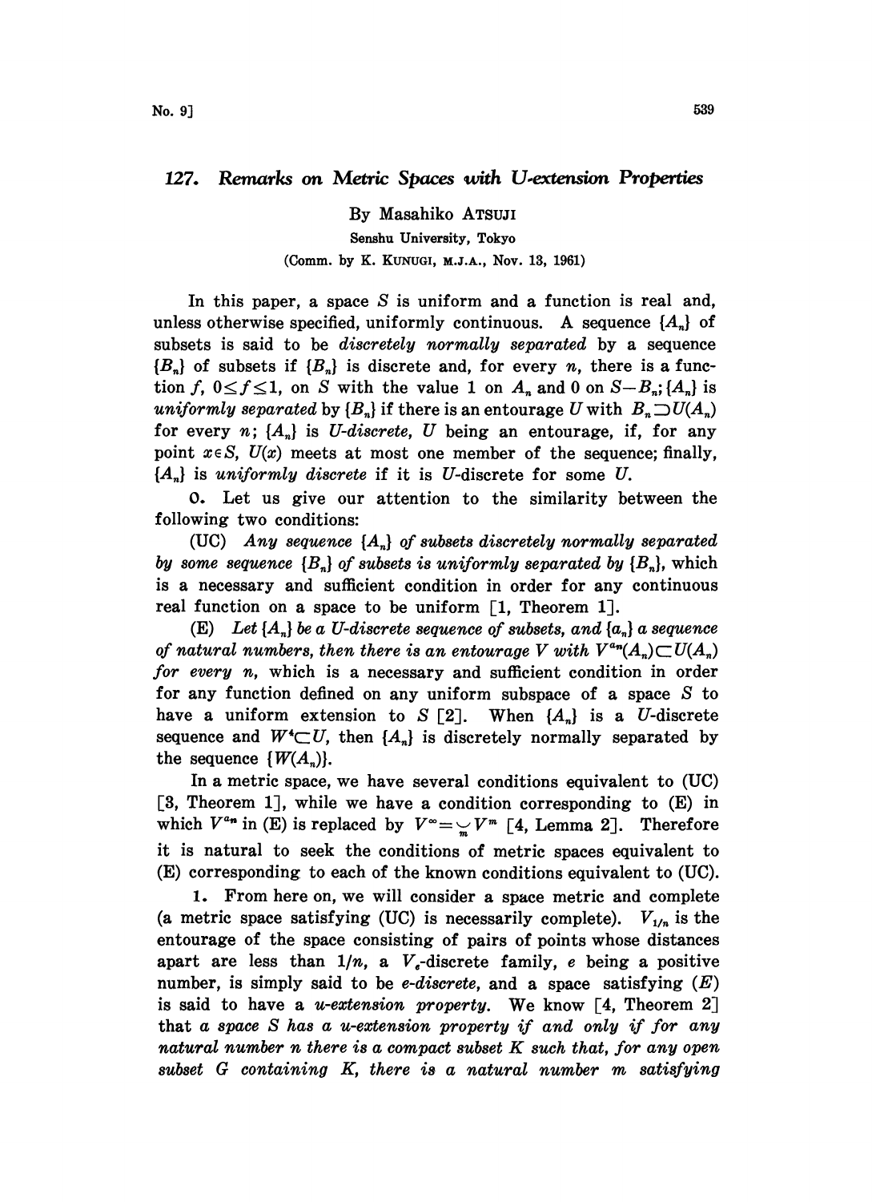# 127. Remarks on Metric Spaces with U-extension Properties

By Masahiko ATSUJI

Senshu University, Tokyo

(Comm. by K. KUNUGI, M.J.A., Nov. 13, 1961)

In this paper, a space $S$ is uniform and a function is real and, unless otherwise specified, uniformly continuous. A sequence $\{A_n\}$ of subsets is said to be *discretely normally separated* by a sequence $\{B_n\}$ of subsets if $\{B_n\}$ is discrete and, for every $n$, there is a function $f$, $0 \leq f \leq 1$, on $S$ with the value 1 on $A_n$ and 0 on $S-B_n$; $\{A_n\}$ is *uniformly separated* by $\{B_n\}$ if there is an entourage $U$ with $B_n \supset U(A_n)$ for every $n$; $\{A_n\}$ is *U-discrete*, $U$ being an entourage, if, for any point $x \in S$, $U(x)$ meets at most one member of the sequence; finally, $\{A_n\}$ is *uniformly discrete* if it is $U$-discrete for some $U$.

0. Let us give our attention to the similarity between the following two conditions:

(UC) *Any sequence $\{A_n\}$ of subsets discretely normally separated by some sequence $\{B_n\}$ of subsets is uniformly separated by $\{B_n\}$*, which is a necessary and sufficient condition in order for any continuous real function on a space to be uniform [1, Theorem 1].

(E) *Let $\{A_n\}$ be a U-discrete sequence of subsets, and $\{a_n\}$ a sequence of natural numbers, then there is an entourage $V$ with $V^{a_n}(A_n) \subset U(A_n)$ for every $n$*, which is a necessary and sufficient condition in order for any function defined on any uniform subspace of a space $S$ to have a uniform extension to $S$ [2]. When $\{A_n\}$ is a $U$-discrete sequence and $W^4 \subset U$, then $\{A_n\}$ is discretely normally separated by the sequence $\{W(A_n)\}$.

In a metric space, we have several conditions equivalent to (UC) [3, Theorem 1], while we have a condition corresponding to (E) in which $V^{a_n}$ in (E) is replaced by $V^\infty = \bigcup_m V^m$ [4, Lemma 2]. Therefore it is natural to seek the conditions of metric spaces equivalent to (E) corresponding to each of the known conditions equivalent to (UC).

1. From here on, we will consider a space metric and complete (a metric space satisfying (UC) is necessarily complete). $V_{1/n}$ is the entourage of the space consisting of pairs of points whose distances apart are less than $1/n$, a $V_e$-discrete family, $e$ being a positive number, is simply said to be *e-discrete*, and a space satisfying (*E*) is said to have a *u-extension property*. We know [4, Theorem 2] that *a space $S$ has a u-extension property if and only if for any natural number $n$ there is a compact subset $K$ such that, for any open subset $G$ containing $K$, there is a natural number $m$ satisfying*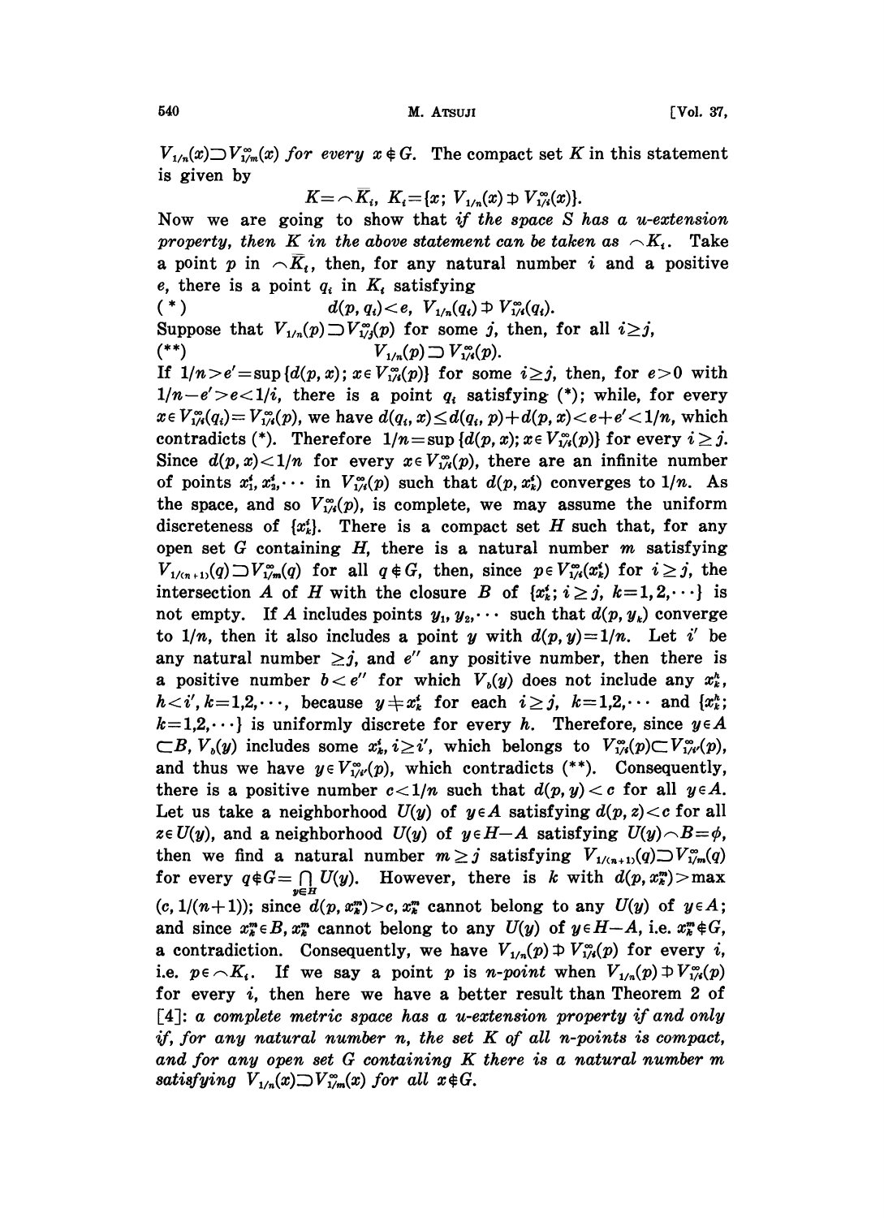$V_{1/n}(x) \supset V^{\infty}_{1/m}(x)$ *for every* $x \notin G$. The compact set $K$ in this statement is given by

$$K = \frown \bar{K}_i,\ K_i = \{x;\ V_{1/n}(x) \not\supset V^{\infty}_{1/i}(x)\}.$$

Now we are going to show that *if the space* $S$ *has a u-extension property, then* $K$ *in the above statement can be taken as* $\frown K_i$. Take a point $p$ in $\frown \bar{K}_i$, then, for any natural number $i$ and a positive $e$, there is a point $q_i$ in $K_i$ satisfying

$$(*) \qquad d(p, q_i) < e,\ V_{1/n}(q_i) \not\supset V^{\infty}_{1/i}(q_i).$$

Suppose that $V_{1/n}(p) \supset V^{\infty}_{1/j}(p)$ for some $j$, then, for all $i \geq j$,

$$(**) \qquad V_{1/n}(p) \supset V^{\infty}_{1/i}(p).$$

If $1/n > e' = \sup\{d(p, x);\ x \in V^{\infty}_{1/i}(p)\}$ for some $i \geq j$, then, for $e > 0$ with $1/n - e' > e < 1/i$, there is a point $q_i$ satisfying (*); while, for every $x \in V^{\infty}_{1/i}(q_i) = V^{\infty}_{1/i}(p)$, we have $d(q_i, x) \leq d(q_i, p) + d(p, x) < e + e' < 1/n$, which contradicts (*). Therefore $1/n = \sup\{d(p, x);\ x \in V^{\infty}_{1/i}(p)\}$ for every $i \geq j$. Since $d(p, x) < 1/n$ for every $x \in V^{\infty}_{1/i}(p)$, there are an infinite number of points $x^i_1, x^i_2, \cdots$ in $V^{\infty}_{1/i}(p)$ such that $d(p, x^i_k)$ converges to $1/n$. As the space, and so $V^{\infty}_{1/i}(p)$, is complete, we may assume the uniform discreteness of $\{x^i_k\}$. There is a compact set $H$ such that, for any open set $G$ containing $H$, there is a natural number $m$ satisfying $V_{1/(n+1)}(q) \supset V^{\infty}_{1/m}(q)$ for all $q \notin G$, then, since $p \in V^{\infty}_{1/i}(x^i_k)$ for $i \geq j$, the intersection $A$ of $H$ with the closure $B$ of $\{x^i_k;\ i \geq j,\ k = 1, 2, \cdots\}$ is not empty. If $A$ includes points $y_1, y_2, \cdots$ such that $d(p, y_k)$ converge to $1/n$, then it also includes a point $y$ with $d(p, y) = 1/n$. Let $i'$ be any natural number $\geq j$, and $e''$ any positive number, then there is a positive number $b < e''$ for which $V_b(y)$ does not include any $x^h_k$, $h < i'$, $k = 1, 2, \cdots$, because $y \neq x^i_k$ for each $i \geq j$, $k = 1, 2, \cdots$ and $\{x^h_k;\ k = 1, 2, \cdots\}$ is uniformly discrete for every $h$. Therefore, since $y \in A \subset B$, $V_b(y)$ includes some $x^i_k$, $i \geq i'$, which belongs to $V^{\infty}_{1/i}(p) \subset V^{\infty}_{1/i'}(p)$, and thus we have $y \in V^{\infty}_{1/i'}(p)$, which contradicts (**). Consequently, there is a positive number $c < 1/n$ such that $d(p, y) < c$ for all $y \in A$. Let us take a neighborhood $U(y)$ of $y \in A$ satisfying $d(p, z) < c$ for all $z \in U(y)$, and a neighborhood $U(y)$ of $y \in H - A$ satisfying $U(y) \frown B = \phi$, then we find a natural number $m \geq j$ satisfying $V_{1/(n+1)}(q) \supset V^{\infty}_{1/m}(q)$ for every $q \notin G = \bigcap_{y \in H} U(y)$. However, there is $k$ with $d(p, x^m_k) > \max(c, 1/(n+1))$; since $d(p, x^m_k) > c$, $x^m_k$ cannot belong to any $U(y)$ of $y \in A$; and since $x^m_k \in B$, $x^m_k$ cannot belong to any $U(y)$ of $y \in H - A$, i.e. $x^m_k \notin G$, a contradiction. Consequently, we have $V_{1/n}(p) \not\supset V^{\infty}_{1/i}(p)$ for every $i$, i.e. $p \in \frown K_i$. If we say a point $p$ is *n-point* when $V_{1/n}(p) \not\supset V^{\infty}_{1/i}(p)$ for every $i$, then here we have a better result than Theorem 2 of [4]: *a complete metric space has a u-extension property if and only if, for any natural number* $n$, *the set* $K$ *of all n-points is compact, and for any open set* $G$ *containing* $K$ *there is a natural number* $m$ *satisfying* $V_{1/n}(x) \supset V^{\infty}_{1/m}(x)$ *for all* $x \notin G$.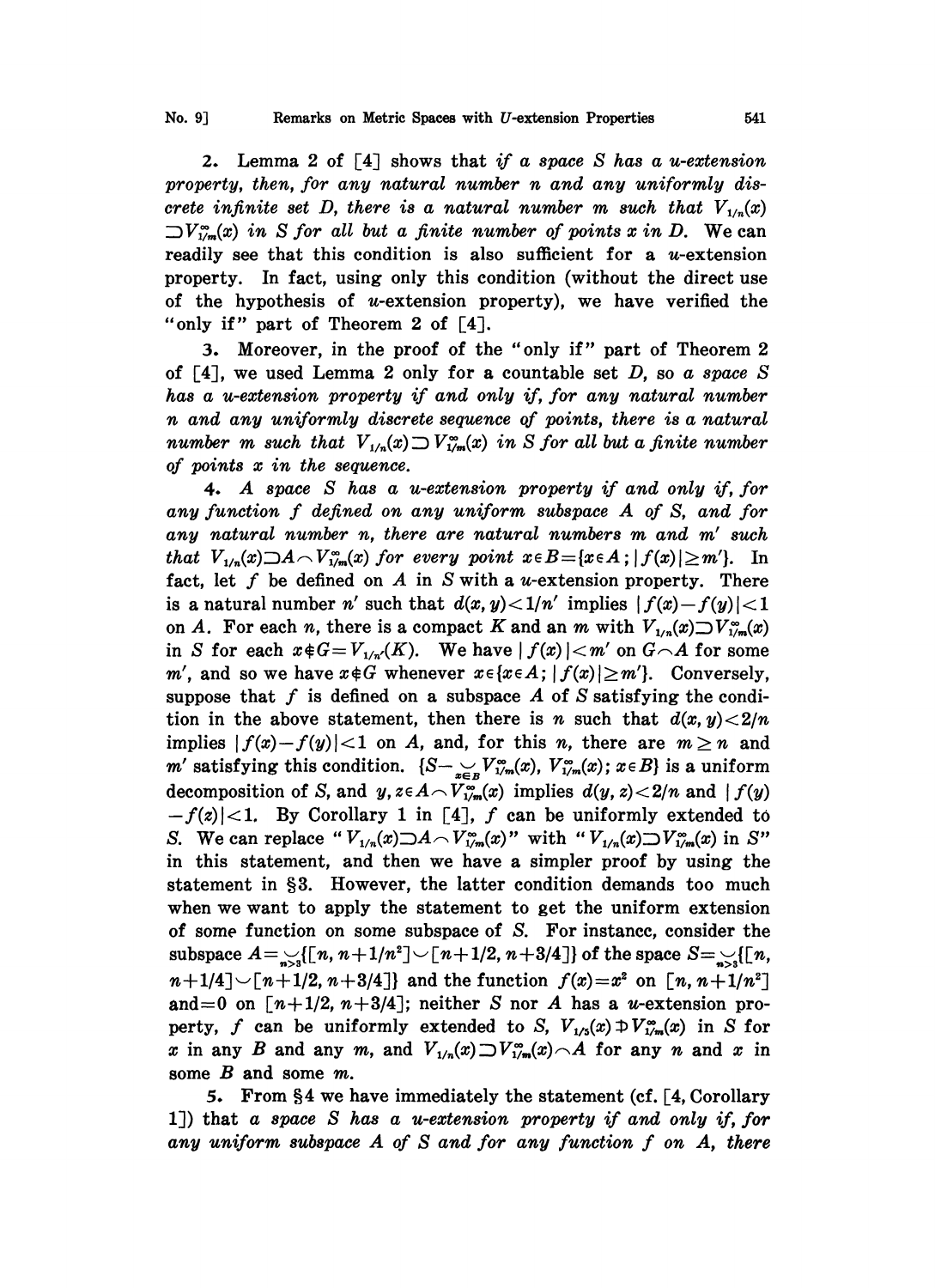2. Lemma 2 of [4] shows that *if a space $S$ has a u-extension property, then, for any natural number $n$ and any uniformly discrete infinite set $D$, there is a natural number $m$ such that $V_{1/n}(x) \supset V^{\infty}_{1/m}(x)$ in $S$ for all but a finite number of points $x$ in $D$.* We can readily see that this condition is also sufficient for a $u$-extension property. In fact, using only this condition (without the direct use of the hypothesis of $u$-extension property), we have verified the "only if" part of Theorem 2 of [4].

3. Moreover, in the proof of the "only if" part of Theorem 2 of [4], we used Lemma 2 only for a countable set $D$, so *a space $S$ has a u-extension property if and only if, for any natural number $n$ and any uniformly discrete sequence of points, there is a natural number $m$ such that $V_{1/n}(x) \supset V^{\infty}_{1/m}(x)$ in $S$ for all but a finite number of points $x$ in the sequence.*

4. *A space $S$ has a u-extension property if and only if, for any function $f$ defined on any uniform subspace $A$ of $S$, and for any natural number $n$, there are natural numbers $m$ and $m'$ such that $V_{1/n}(x) \supset A \frown V^{\infty}_{1/m}(x)$ for every point $x \in B = \{x \in A\,;\, |f(x)| \geq m'\}$.* In fact, let $f$ be defined on $A$ in $S$ with a $u$-extension property. There is a natural number $n'$ such that $d(x, y) < 1/n'$ implies $|f(x) - f(y)| < 1$ on $A$. For each $n$, there is a compact $K$ and an $m$ with $V_{1/n}(x) \supset V^{\infty}_{1/m}(x)$ in $S$ for each $x \notin G = V_{1/n'}(K)$. We have $|f(x)| < m'$ on $G \frown A$ for some $m'$, and so we have $x \notin G$ whenever $x \in \{x \in A\,;\, |f(x)| \geq m'\}$. Conversely, suppose that $f$ is defined on a subspace $A$ of $S$ satisfying the condition in the above statement, then there is $n$ such that $d(x, y) < 2/n$ implies $|f(x) - f(y)| < 1$ on $A$, and, for this $n$, there are $m \geq n$ and $m'$ satisfying this condition. $\{S - \smile_{x \in B} V^{\infty}_{1/m}(x),\ V^{\infty}_{1/m}(x)\,;\, x \in B\}$ is a uniform decomposition of $S$, and $y, z \in A \frown V^{\infty}_{1/m}(x)$ implies $d(y, z) < 2/n$ and $|f(y) - f(z)| < 1$. By Corollary 1 in [4], $f$ can be uniformly extended to $S$. We can replace "$V_{1/n}(x) \supset A \frown V^{\infty}_{1/m}(x)$" with "$V_{1/n}(x) \supset V^{\infty}_{1/m}(x)$ in $S$" in this statement, and then we have a simpler proof by using the statement in §3. However, the latter condition demands too much when we want to apply the statement to get the uniform extension of some function on some subspace of $S$. For instance, consider the subspace $A = \smile_{n > 3}\{[n, n + 1/n^2] \smile [n + 1/2, n + 3/4]\}$ of the space $S = \smile_{n > 3}\{[n, n + 1/4] \smile [n + 1/2, n + 3/4]\}$ and the function $f(x) = x^2$ on $[n, n + 1/n^2]$ and $= 0$ on $[n + 1/2, n + 3/4]$; neither $S$ nor $A$ has a $u$-extension property, $f$ can be uniformly extended to $S$, $V_{1/5}(x) \not\supset V^{\infty}_{1/m}(x)$ in $S$ for $x$ in any $B$ and any $m$, and $V_{1/n}(x) \supset V^{\infty}_{1/m}(x) \frown A$ for any $n$ and $x$ in some $B$ and some $m$.

5. From §4 we have immediately the statement (cf. [4, Corollary 1]) that *a space $S$ has a u-extension property if and only if, for any uniform subspace $A$ of $S$ and for any function $f$ on $A$, there*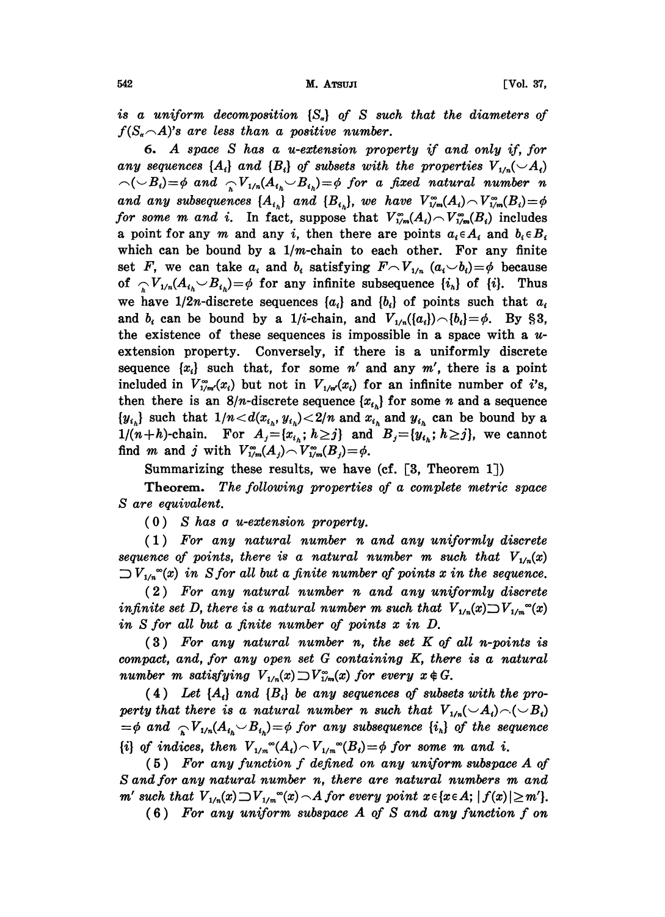*is a uniform decomposition* $\{S_\alpha\}$ *of* $S$ *such that the diameters of* $f(S_\alpha \frown A)$*'s are less than a positive number.*

**6.** *A space* $S$ *has a u-extension property if and only if, for any sequences* $\{A_i\}$ *and* $\{B_i\}$ *of subsets with the properties* $V_{1/n}(\smile A_i) \frown (\smile B_i) = \phi$ *and* $\frown_h V_{1/n}(A_{i_h} \smile B_{i_h}) = \phi$ *for a fixed natural number* $n$ *and any subsequences* $\{A_{i_h}\}$ *and* $\{B_{i_h}\}$*, we have* $V^{\infty}_{1/m}(A_i) \frown V^{\infty}_{1/m}(B_i) = \phi$ *for some* $m$ *and* $i$. In fact, suppose that $V^{\infty}_{1/m}(A_i) \frown V^{\infty}_{1/m}(B_i)$ includes a point for any $m$ and any $i$, then there are points $a_i \in A_i$ and $b_i \in B_i$ which can be bound by a $1/m$-chain to each other. For any finite set $F$, we can take $a_i$ and $b_i$ satisfying $F \frown V_{1/n}(a_i \smile b_i) = \phi$ because of $\frown_h V_{1/n}(A_{i_h} \smile B_{i_h}) = \phi$ for any infinite subsequence $\{i_h\}$ of $\{i\}$. Thus we have $1/2n$-discrete sequences $\{a_i\}$ and $\{b_i\}$ of points such that $a_i$ and $b_i$ can be bound by a $1/i$-chain, and $V_{1/n}(\{a_i\}) \frown \{b_i\} = \phi$. By §3, the existence of these sequences is impossible in a space with a $u$-extension property. Conversely, if there is a uniformly discrete sequence $\{x_i\}$ such that, for some $n'$ and any $m'$, there is a point included in $V^{\infty}_{1/m'}(x_i)$ but not in $V_{1/n'}(x_i)$ for an infinite number of $i$'s, then there is an $8/n$-discrete sequence $\{x_{i_h}\}$ for some $n$ and a sequence $\{y_{i_h}\}$ such that $1/n < d(x_{i_h}, y_{i_h}) < 2/n$ and $x_{i_h}$ and $y_{i_h}$ can be bound by a $1/(n+h)$-chain. For $A_j = \{x_{i_h};\, h \geq j\}$ and $B_j = \{y_{i_h};\, h \geq j\}$, we cannot find $m$ and $j$ with $V^{\infty}_{1/m}(A_j) \frown V^{\infty}_{1/m}(B_j) = \phi$.

Summarizing these results, we have (cf. [3, Theorem 1])

**Theorem.** *The following properties of a complete metric space* $S$ *are equivalent.*

(0) *$S$ has a u-extension property.*

(1) *For any natural number $n$ and any uniformly discrete sequence of points, there is a natural number $m$ such that $V_{1/n}(x) \supset V_{1/m}{}^{\infty}(x)$ in $S$ for all but a finite number of points $x$ in the sequence.*

(2) *For any natural number $n$ and any uniformly discrete infinite set $D$, there is a natural number $m$ such that $V_{1/n}(x) \supset V_{1/m}{}^{\infty}(x)$ in $S$ for all but a finite number of points $x$ in $D$.*

(3) *For any natural number $n$, the set $K$ of all $n$-points is compact, and, for any open set $G$ containing $K$, there is a natural number $m$ satisfying $V_{1/n}(x) \supset V^{\infty}_{1/m}(x)$ for every $x \notin G$.*

(4) *Let $\{A_i\}$ and $\{B_i\}$ be any sequences of subsets with the property that there is a natural number $n$ such that $V_{1/n}(\smile A_i) \frown (\smile B_i) = \phi$ and $\frown_h V_{1/n}(A_{i_h} \smile B_{i_h}) = \phi$ for any subsequence $\{i_h\}$ of the sequence $\{i\}$ of indices, then $V_{1/m}{}^{\infty}(A_i) \frown V_{1/m}{}^{\infty}(B_i) = \phi$ for some $m$ and $i$.*

(5) *For any function $f$ defined on any uniform subspace $A$ of $S$ and for any natural number $n$, there are natural numbers $m$ and $m'$ such that $V_{1/n}(x) \supset V_{1/m}{}^{\infty}(x) \frown A$ for every point $x \in \{x \in A;\, |f(x)| \geq m'\}$.*

(6) *For any uniform subspace $A$ of $S$ and any function $f$ on*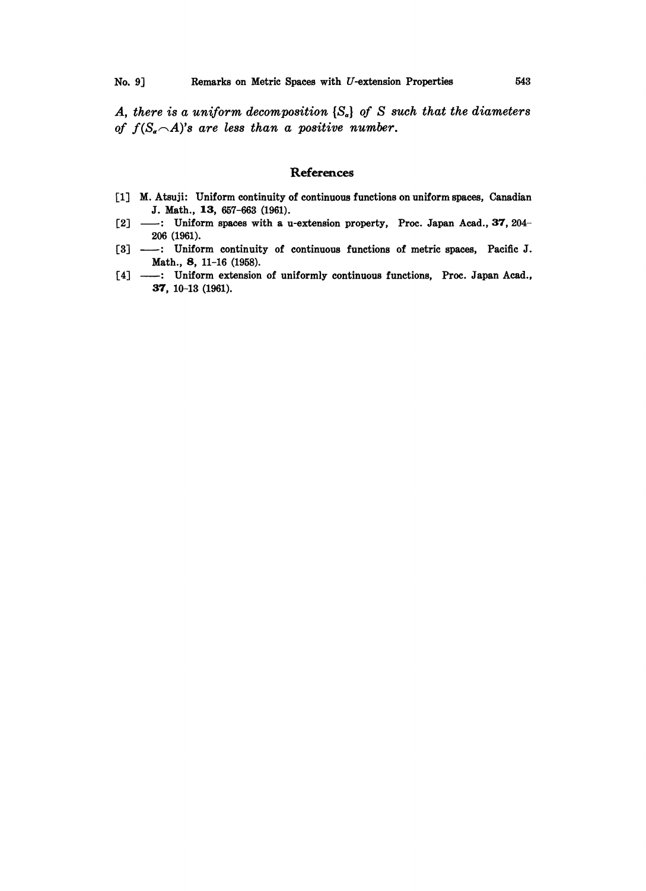*$A$, there is a uniform decomposition $\{S_\alpha\}$ of $S$ such that the diameters of $f(S_\alpha \frown A)$'s are less than a positive number.*

## References

[1] M. Atsuji: Uniform continuity of continuous functions on uniform spaces, Canadian J. Math., **13**, 657–663 (1961).

[2] ——: Uniform spaces with a u-extension property, Proc. Japan Acad., **37**, 204–206 (1961).

[3] ——: Uniform continuity of continuous functions of metric spaces, Pacific J. Math., **8**, 11–16 (1958).

[4] ——: Uniform extension of uniformly continuous functions, Proc. Japan Acad., **37**, 10–13 (1961).